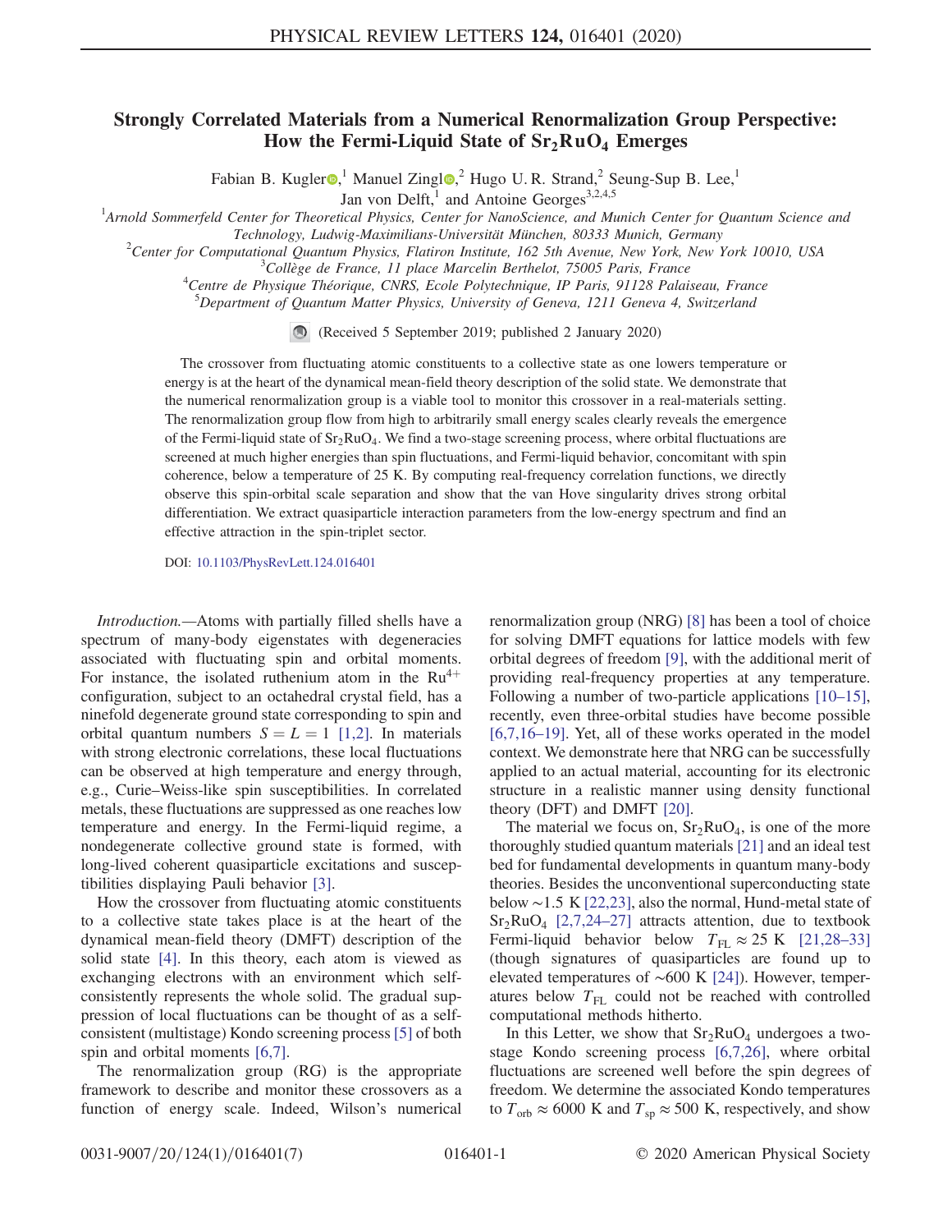# Strongly Correlated Materials from a Numerical Renormalization Group Perspective: How the Fermi-Liquid State of $Sr_2RuO_4$ Emerges

Fabian B. Kugler,[1] Manuel Zingl,[2] Hugo U. R. Strand,[2] Seung-Sup B. Lee,[1] Jan von Delft,[1] and Antoine Georges[3,2,4,5]

[1]Arnold Sommerfeld Center for Theoretical Physics, Center for NanoScience, and Munich Center for Quantum Science and Technology, Ludwig-Maximilians-Universität München, 80333 Munich, Germany

[2]Center for Computational Quantum Physics, Flatiron Institute, 162 5th Avenue, New York, New York 10010, USA

[3]Collège de France, 11 place Marcelin Berthelot, 75005 Paris, France

[4]Centre de Physique Théorique, CNRS, Ecole Polytechnique, IP Paris, 91128 Palaiseau, France

[5]Department of Quantum Matter Physics, University of Geneva, 1211 Geneva 4, Switzerland

(Received 5 September 2019; published 2 January 2020)

The crossover from fluctuating atomic constituents to a collective state as one lowers temperature or energy is at the heart of the dynamical mean-field theory description of the solid state. We demonstrate that the numerical renormalization group is a viable tool to monitor this crossover in a real-materials setting. The renormalization group flow from high to arbitrarily small energy scales clearly reveals the emergence of the Fermi-liquid state of $Sr_2RuO_4$. We find a two-stage screening process, where orbital fluctuations are screened at much higher energies than spin fluctuations, and Fermi-liquid behavior, concomitant with spin coherence, below a temperature of 25 K. By computing real-frequency correlation functions, we directly observe this spin-orbital scale separation and show that the van Hove singularity drives strong orbital differentiation. We extract quasiparticle interaction parameters from the low-energy spectrum and find an effective attraction in the spin-triplet sector.

DOI: 10.1103/PhysRevLett.124.016401

*Introduction.*—Atoms with partially filled shells have a spectrum of many-body eigenstates with degeneracies associated with fluctuating spin and orbital moments. For instance, the isolated ruthenium atom in the $Ru^{4+}$ configuration, subject to an octahedral crystal field, has a ninefold degenerate ground state corresponding to spin and orbital quantum numbers $S = L = 1$ [1,2]. In materials with strong electronic correlations, these local fluctuations can be observed at high temperature and energy through, e.g., Curie–Weiss-like spin susceptibilities. In correlated metals, these fluctuations are suppressed as one reaches low temperature and energy. In the Fermi-liquid regime, a nondegenerate collective ground state is formed, with long-lived coherent quasiparticle excitations and susceptibilities displaying Pauli behavior [3].

How the crossover from fluctuating atomic constituents to a collective state takes place is at the heart of the dynamical mean-field theory (DMFT) description of the solid state [4]. In this theory, each atom is viewed as exchanging electrons with an environment which self-consistently represents the whole solid. The gradual suppression of local fluctuations can be thought of as a self-consistent (multistage) Kondo screening process [5] of both spin and orbital moments [6,7].

The renormalization group (RG) is the appropriate framework to describe and monitor these crossovers as a function of energy scale. Indeed, Wilson's numerical renormalization group (NRG) [8] has been a tool of choice for solving DMFT equations for lattice models with few orbital degrees of freedom [9], with the additional merit of providing real-frequency properties at any temperature. Following a number of two-particle applications [10–15], recently, even three-orbital studies have become possible [6,7,16–19]. Yet, all of these works operated in the model context. We demonstrate here that NRG can be successfully applied to an actual material, accounting for its electronic structure in a realistic manner using density functional theory (DFT) and DMFT [20].

The material we focus on, $Sr_2RuO_4$, is one of the more thoroughly studied quantum materials [21] and an ideal test bed for fundamental developments in quantum many-body theories. Besides the unconventional superconducting state below ~1.5 K [22,23], also the normal, Hund-metal state of $Sr_2RuO_4$ [2,7,24–27] attracts attention, due to textbook Fermi-liquid behavior below $T_{FL} \approx 25$ K [21,28–33] (though signatures of quasiparticles are found up to elevated temperatures of ~600 K [24]). However, temperatures below $T_{FL}$ could not be reached with controlled computational methods hitherto.

In this Letter, we show that $Sr_2RuO_4$ undergoes a two-stage Kondo screening process [6,7,26], where orbital fluctuations are screened well before the spin degrees of freedom. We determine the associated Kondo temperatures to $T_{orb} \approx 6000$ K and $T_{sp} \approx 500$ K, respectively, and show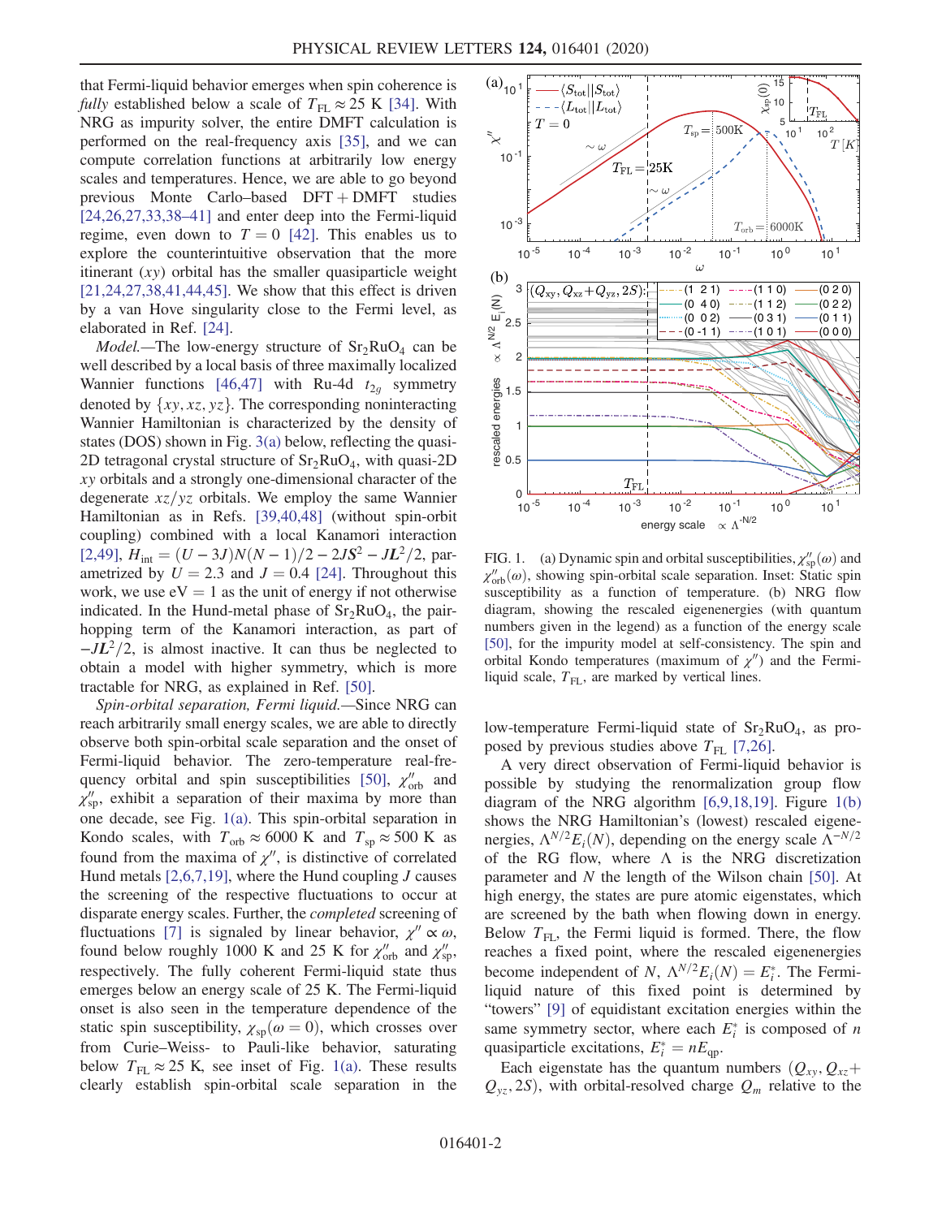that Fermi-liquid behavior emerges when spin coherence is *fully* established below a scale of $T_{\mathrm{FL}} \approx 25$ K [34]. With NRG as impurity solver, the entire DMFT calculation is performed on the real-frequency axis [35], and we can compute correlation functions at arbitrarily low energy scales and temperatures. Hence, we are able to go beyond previous Monte Carlo–based DFT + DMFT studies [24,26,27,33,38–41] and enter deep into the Fermi-liquid regime, even down to $T = 0$ [42]. This enables us to explore the counterintuitive observation that the more itinerant ($xy$) orbital has the smaller quasiparticle weight [21,24,27,38,41,44,45]. We show that this effect is driven by a van Hove singularity close to the Fermi level, as elaborated in Ref. [24].

*Model.*—The low-energy structure of $Sr_2RuO_4$ can be well described by a local basis of three maximally localized Wannier functions [46,47] with Ru-4d $t_{2g}$ symmetry denoted by $\{xy, xz, yz\}$. The corresponding noninteracting Wannier Hamiltonian is characterized by the density of states (DOS) shown in Fig. 3(a) below, reflecting the quasi-2D tetragonal crystal structure of $Sr_2RuO_4$, with quasi-2D $xy$ orbitals and a strongly one-dimensional character of the degenerate $xz/yz$ orbitals. We employ the same Wannier Hamiltonian as in Refs. [39,40,48] (without spin-orbit coupling) combined with a local Kanamori interaction [2,49], $H_{\mathrm{int}} = (U - 3J)N(N-1)/2 - 2J\boldsymbol{S}^2 - J\boldsymbol{L}^2/2$, parametrized by $U = 2.3$ and $J = 0.4$ [24]. Throughout this work, we use $\mathrm{eV} = 1$ as the unit of energy if not otherwise indicated. In the Hund-metal phase of $Sr_2RuO_4$, the pair-hopping term of the Kanamori interaction, as part of $-J\boldsymbol{L}^2/2$, is almost inactive. It can thus be neglected to obtain a model with higher symmetry, which is more tractable for NRG, as explained in Ref. [50].

*Spin-orbital separation, Fermi liquid.*—Since NRG can reach arbitrarily small energy scales, we are able to directly observe both spin-orbital scale separation and the onset of Fermi-liquid behavior. The zero-temperature real-frequency orbital and spin susceptibilities [50], $\chi''_{\mathrm{orb}}$ and $\chi''_{\mathrm{sp}}$, exhibit a separation of their maxima by more than one decade, see Fig. 1(a). This spin-orbital separation in Kondo scales, with $T_{\mathrm{orb}} \approx 6000$ K and $T_{\mathrm{sp}} \approx 500$ K as found from the maxima of $\chi''$, is distinctive of correlated Hund metals [2,6,7,19], where the Hund coupling $J$ causes the screening of the respective fluctuations to occur at disparate energy scales. Further, the *completed* screening of fluctuations [7] is signaled by linear behavior, $\chi'' \propto \omega$, found below roughly 1000 K and 25 K for $\chi''_{\mathrm{orb}}$ and $\chi''_{\mathrm{sp}}$, respectively. The fully coherent Fermi-liquid state thus emerges below an energy scale of 25 K. The Fermi-liquid onset is also seen in the temperature dependence of the static spin susceptibility, $\chi_{\mathrm{sp}}(\omega = 0)$, which crosses over from Curie–Weiss- to Pauli-like behavior, saturating below $T_{\mathrm{FL}} \approx 25$ K, see inset of Fig. 1(a). These results clearly establish spin-orbital scale separation in the low-temperature Fermi-liquid state of $Sr_2RuO_4$, as proposed by previous studies above $T_{\mathrm{FL}}$ [7,26].

(a)
$\langle S_{\mathrm{tot}}||S_{\mathrm{tot}}\rangle$
$\langle L_{\mathrm{tot}}||L_{\mathrm{tot}}\rangle$
$T = 0$
$\chi''$
$\sim \omega$
$T_{\mathrm{sp}} = 500$K
$T_{\mathrm{FL}} = 25$K
$\sim \omega$
$T_{\mathrm{orb}} = 6000$K
$\omega$
$\chi_{\mathrm{sp}}(0)$
$T_{\mathrm{FL}}$
$T\,[K]$

(b)
$(Q_{xy}, Q_{xz}+Q_{yz}, 2S)$: (1 2 1) (1 1 0) (0 2 0) (0 4 0) (1 1 2) (0 2 2) (0 0 2) (0 3 1) (0 1 1) (0 -1 1) (1 0 1) (0 0 0)
rescaled energies $\propto \Lambda^{N/2} E_i(N)$
$T_{\mathrm{FL}}$
energy scale $\propto \Lambda^{-N/2}$

FIG. 1. (a) Dynamic spin and orbital susceptibilities, $\chi''_{\mathrm{sp}}(\omega)$ and $\chi''_{\mathrm{orb}}(\omega)$, showing spin-orbital scale separation. Inset: Static spin susceptibility as a function of temperature. (b) NRG flow diagram, showing the rescaled eigenenergies (with quantum numbers given in the legend) as a function of the energy scale [50], for the impurity model at self-consistency. The spin and orbital Kondo temperatures (maximum of $\chi''$) and the Fermi-liquid scale, $T_{\mathrm{FL}}$, are marked by vertical lines.

A very direct observation of Fermi-liquid behavior is possible by studying the renormalization group flow diagram of the NRG algorithm [6,9,18,19]. Figure 1(b) shows the NRG Hamiltonian's (lowest) rescaled eigenenergies, $\Lambda^{N/2}E_i(N)$, depending on the energy scale $\Lambda^{-N/2}$ of the RG flow, where $\Lambda$ is the NRG discretization parameter and $N$ the length of the Wilson chain [50]. At high energy, the states are pure atomic eigenstates, which are screened by the bath when flowing down in energy. Below $T_{\mathrm{FL}}$, the Fermi liquid is formed. There, the flow reaches a fixed point, where the rescaled eigenenergies become independent of $N$, $\Lambda^{N/2}E_i(N) = E_i^*$. The Fermi-liquid nature of this fixed point is determined by "towers" [9] of equidistant excitation energies within the same symmetry sector, where each $E_i^*$ is composed of $n$ quasiparticle excitations, $E_i^* = nE_{\mathrm{qp}}$.

Each eigenstate has the quantum numbers $(Q_{xy}, Q_{xz}+Q_{yz}, 2S)$, with orbital-resolved charge $Q_m$ relative to the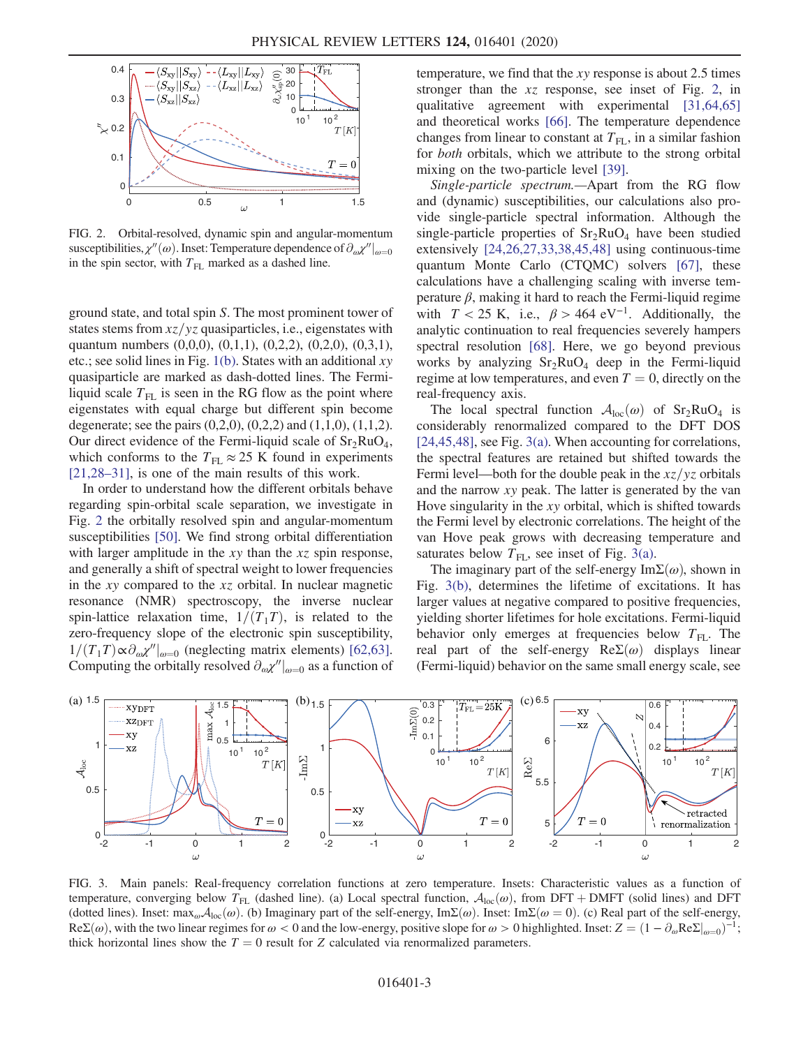0.4
0.3
0.2
0.1
0
0
0.5
1
1.5
$\chi''$
$\omega$
$\langle S_{xy}||S_{xy}\rangle$
$\langle S_{xy}||S_{xz}\rangle$
$\langle S_{xz}||S_{xz}\rangle$
$\langle L_{xy}||L_{xy}\rangle$
$\langle L_{xz}||L_{xz}\rangle$
$\partial_\omega \chi''_{sp}(0)$
30
20
10
0
$10^1$
$10^2$
$T\,[K]$
$T_{FL}$
$T = 0$

FIG. 2. Orbital-resolved, dynamic spin and angular-momentum susceptibilities, $\chi''(\omega)$. Inset: Temperature dependence of $\partial_\omega \chi''|_{\omega=0}$ in the spin sector, with $T_{FL}$ marked as a dashed line.

ground state, and total spin $S$. The most prominent tower of states stems from $xz/yz$ quasiparticles, i.e., eigenstates with quantum numbers (0,0,0), (0,1,1), (0,2,2), (0,2,0), (0,3,1), etc.; see solid lines in Fig. 1(b). States with an additional $xy$ quasiparticle are marked as dash-dotted lines. The Fermi-liquid scale $T_{FL}$ is seen in the RG flow as the point where eigenstates with equal charge but different spin become degenerate; see the pairs (0,2,0), (0,2,2) and (1,1,0), (1,1,2). Our direct evidence of the Fermi-liquid scale of $Sr_2RuO_4$, which conforms to the $T_{FL} \approx 25$ K found in experiments [21,28–31], is one of the main results of this work.

In order to understand how the different orbitals behave regarding spin-orbital scale separation, we investigate in Fig. 2 the orbitally resolved spin and angular-momentum susceptibilities [50]. We find strong orbital differentiation with larger amplitude in the $xy$ than the $xz$ spin response, and generally a shift of spectral weight to lower frequencies in the $xy$ compared to the $xz$ orbital. In nuclear magnetic resonance (NMR) spectroscopy, the inverse nuclear spin-lattice relaxation time, $1/(T_1T)$, is related to the zero-frequency slope of the electronic spin susceptibility, $1/(T_1T) \propto \partial_\omega \chi''|_{\omega=0}$ (neglecting matrix elements) [62,63]. Computing the orbitally resolved $\partial_\omega \chi''|_{\omega=0}$ as a function of temperature, we find that the $xy$ response is about 2.5 times stronger than the $xz$ response, see inset of Fig. 2, in qualitative agreement with experimental [31,64,65] and theoretical works [66]. The temperature dependence changes from linear to constant at $T_{FL}$, in a similar fashion for *both* orbitals, which we attribute to the strong orbital mixing on the two-particle level [39].

*Single-particle spectrum.*—Apart from the RG flow and (dynamic) susceptibilities, our calculations also provide single-particle spectral information. Although the single-particle properties of $Sr_2RuO_4$ have been studied extensively [24,26,27,33,38,45,48] using continuous-time quantum Monte Carlo (CTQMC) solvers [67], these calculations have a challenging scaling with inverse temperature $\beta$, making it hard to reach the Fermi-liquid regime with $T < 25$ K, i.e., $\beta > 464\ \text{eV}^{-1}$. Additionally, the analytic continuation to real frequencies severely hampers spectral resolution [68]. Here, we go beyond previous works by analyzing $Sr_2RuO_4$ deep in the Fermi-liquid regime at low temperatures, and even $T = 0$, directly on the real-frequency axis.

The local spectral function $\mathcal{A}_{loc}(\omega)$ of $Sr_2RuO_4$ is considerably renormalized compared to the DFT DOS [24,45,48], see Fig. 3(a). When accounting for correlations, the spectral features are retained but shifted towards the Fermi level—both for the double peak in the $xz/yz$ orbitals and the narrow $xy$ peak. The latter is generated by the van Hove singularity in the $xy$ orbital, which is shifted towards the Fermi level by electronic correlations. The height of the van Hove peak grows with decreasing temperature and saturates below $T_{FL}$, see inset of Fig. 3(a).

The imaginary part of the self-energy $\text{Im}\Sigma(\omega)$, shown in Fig. 3(b), determines the lifetime of excitations. It has larger values at negative compared to positive frequencies, yielding shorter lifetimes for hole excitations. Fermi-liquid behavior only emerges at frequencies below $T_{FL}$. The real part of the self-energy $\text{Re}\Sigma(\omega)$ displays linear (Fermi-liquid) behavior on the same small energy scale, see

(a)
1.5
1
0.5
0
-2
-1
0
1
2
$\mathcal{A}_{loc}$
$\omega$
$xy_{DFT}$
$xz_{DFT}$
$xy$
$xz$
max $\mathcal{A}_{loc}$
1.5
1
0.5
$10^1$
$10^2$
$T\,[K]$
$T = 0$

(b)
1.5
1
0.5
0
-2
-1
0
1
2
$-\text{Im}\Sigma$
$\omega$
$-\text{Im}\Sigma(0)$
0.3
0.2
0.1
0
$T_{FL} = 25$K
$10^1$
$10^2$
$T\,[K]$
$xy$
$xz$
$T = 0$

(c)
6.5
6
5.5
5
-2
-1
0
1
2
$\text{Re}\Sigma$
$\omega$
$xy$
$xz$
$Z$
0.6
0.4
0.2
$10^1$
$10^2$
$T\,[K]$
$T = 0$
retracted renormalization

FIG. 3. Main panels: Real-frequency correlation functions at zero temperature. Insets: Characteristic values as a function of temperature, converging below $T_{FL}$ (dashed line). (a) Local spectral function, $\mathcal{A}_{loc}(\omega)$, from DFT + DMFT (solid lines) and DFT (dotted lines). Inset: $\max_\omega \mathcal{A}_{loc}(\omega)$. (b) Imaginary part of the self-energy, $\text{Im}\Sigma(\omega)$. Inset: $\text{Im}\Sigma(\omega = 0)$. (c) Real part of the self-energy, $\text{Re}\Sigma(\omega)$, with the two linear regimes for $\omega < 0$ and the low-energy, positive slope for $\omega > 0$ highlighted. Inset: $Z = (1 - \partial_\omega \text{Re}\Sigma|_{\omega=0})^{-1}$; thick horizontal lines show the $T = 0$ result for $Z$ calculated via renormalized parameters.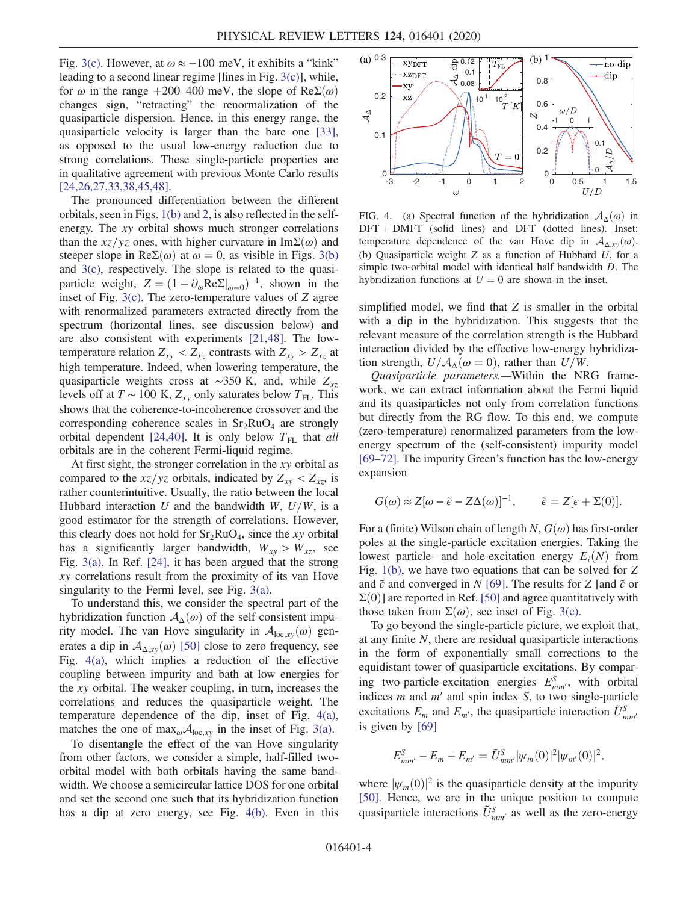Fig. 3(c). However, at $\omega \approx -100$ meV, it exhibits a "kink" leading to a second linear regime [lines in Fig. 3(c)], while, for $\omega$ in the range +200–400 meV, the slope of $\mathrm{Re}\Sigma(\omega)$ changes sign, "retracting" the renormalization of the quasiparticle dispersion. Hence, in this energy range, the quasiparticle velocity is larger than the bare one [33], as opposed to the usual low-energy reduction due to strong correlations. These single-particle properties are in qualitative agreement with previous Monte Carlo results [24,26,27,33,38,45,48].

The pronounced differentiation between the different orbitals, seen in Figs. 1(b) and 2, is also reflected in the self-energy. The $xy$ orbital shows much stronger correlations than the $xz/yz$ ones, with higher curvature in $\mathrm{Im}\Sigma(\omega)$ and steeper slope in $\mathrm{Re}\Sigma(\omega)$ at $\omega = 0$, as visible in Figs. 3(b) and 3(c), respectively. The slope is related to the quasiparticle weight, $Z = (1 - \partial_\omega \mathrm{Re}\Sigma|_{\omega=0})^{-1}$, shown in the inset of Fig. 3(c). The zero-temperature values of $Z$ agree with renormalized parameters extracted directly from the spectrum (horizontal lines, see discussion below) and are also consistent with experiments [21,48]. The low-temperature relation $Z_{xy} < Z_{xz}$ contrasts with $Z_{xy} > Z_{xz}$ at high temperature. Indeed, when lowering temperature, the quasiparticle weights cross at ∼350 K, and, while $Z_{xz}$ levels off at $T \sim 100$ K, $Z_{xy}$ only saturates below $T_{\mathrm{FL}}$. This shows that the coherence-to-incoherence crossover and the corresponding coherence scales in $Sr_2RuO_4$ are strongly orbital dependent [24,40]. It is only below $T_{\mathrm{FL}}$ that *all* orbitals are in the coherent Fermi-liquid regime.

At first sight, the stronger correlation in the $xy$ orbital as compared to the $xz/yz$ orbitals, indicated by $Z_{xy} < Z_{xz}$, is rather counterintuitive. Usually, the ratio between the local Hubbard interaction $U$ and the bandwidth $W$, $U/W$, is a good estimator for the strength of correlations. However, this clearly does not hold for $Sr_2RuO_4$, since the $xy$ orbital has a significantly larger bandwidth, $W_{xy} > W_{xz}$, see Fig. 3(a). In Ref. [24], it has been argued that the strong $xy$ correlations result from the proximity of its van Hove singularity to the Fermi level, see Fig. 3(a).

To understand this, we consider the spectral part of the hybridization function $\mathcal{A}_\Delta(\omega)$ of the self-consistent impurity model. The van Hove singularity in $\mathcal{A}_{\mathrm{loc},xy}(\omega)$ generates a dip in $\mathcal{A}_{\Delta,xy}(\omega)$ [50] close to zero frequency, see Fig. 4(a), which implies a reduction of the effective coupling between impurity and bath at low energies for the $xy$ orbital. The weaker coupling, in turn, increases the correlations and reduces the quasiparticle weight. The temperature dependence of the dip, inset of Fig. 4(a), matches the one of $\max_\omega \mathcal{A}_{\mathrm{loc},xy}$ in the inset of Fig. 3(a).

To disentangle the effect of the van Hove singularity from other factors, we consider a simple, half-filled two-orbital model with both orbitals having the same bandwidth. We choose a semicircular lattice DOS for one orbital and set the second one such that its hybridization function has a dip at zero energy, see Fig. 4(b). Even in this

(a) 0.3 0.2 0.1 0 $\mathcal{A}_\Delta$ -3 -2 -1 0 1 2 $\omega$ xy$_{\mathrm{DFT}}$ xz$_{\mathrm{DFT}}$ xy xz $T=0$ $\mathcal{A}_\Delta$ dip 0.12 0.1 0.08 $10^1$ $10^2$ $T\,[K]$ $T_{\mathrm{FL}}$

(b) 1 0.8 0.6 0.4 0.2 0 $Z$ 0 0.5 1 1.5 $U/D$ no dip dip $\omega/D$ -1 0 1 0.1 0 $\mathcal{A}_\Delta/D$

FIG. 4. (a) Spectral function of the hybridization $\mathcal{A}_\Delta(\omega)$ in DFT + DMFT (solid lines) and DFT (dotted lines). Inset: temperature dependence of the van Hove dip in $\mathcal{A}_{\Delta,xy}(\omega)$. (b) Quasiparticle weight $Z$ as a function of Hubbard $U$, for a simple two-orbital model with identical half bandwidth $D$. The hybridization functions at $U = 0$ are shown in the inset.

simplified model, we find that $Z$ is smaller in the orbital with a dip in the hybridization. This suggests that the relevant measure of the correlation strength is the Hubbard interaction divided by the effective low-energy hybridization strength, $U/\mathcal{A}_\Delta(\omega = 0)$, rather than $U/W$.

*Quasiparticle parameters.*—Within the NRG framework, we can extract information about the Fermi liquid and its quasiparticles not only from correlation functions but directly from the RG flow. To this end, we compute (zero-temperature) renormalized parameters from the low-energy spectrum of the (self-consistent) impurity model [69–72]. The impurity Green's function has the low-energy expansion

$$G(\omega) \approx Z[\omega - \tilde{\epsilon} - Z\Delta(\omega)]^{-1}, \qquad \tilde{\epsilon} = Z[\epsilon + \Sigma(0)].$$

For a (finite) Wilson chain of length $N$, $G(\omega)$ has first-order poles at the single-particle excitation energies. Taking the lowest particle- and hole-excitation energy $E_i(N)$ from Fig. 1(b), we have two equations that can be solved for $Z$ and $\tilde{\epsilon}$ and converged in $N$ [69]. The results for $Z$ [and $\tilde{\epsilon}$ or $\Sigma(0)$] are reported in Ref. [50] and agree quantitatively with those taken from $\Sigma(\omega)$, see inset of Fig. 3(c).

To go beyond the single-particle picture, we exploit that, at any finite $N$, there are residual quasiparticle interactions in the form of exponentially small corrections to the equidistant tower of quasiparticle excitations. By comparing two-particle-excitation energies $E^S_{mm'}$, with orbital indices $m$ and $m'$ and spin index $S$, to two single-particle excitations $E_m$ and $E_{m'}$, the quasiparticle interaction $\tilde{U}^S_{mm'}$ is given by [69]

$$E^S_{mm'} - E_m - E_{m'} = \tilde{U}^S_{mm'} |\psi_m(0)|^2 |\psi_{m'}(0)|^2,$$

where $|\psi_m(0)|^2$ is the quasiparticle density at the impurity [50]. Hence, we are in the unique position to compute quasiparticle interactions $\tilde{U}^S_{mm'}$ as well as the zero-energy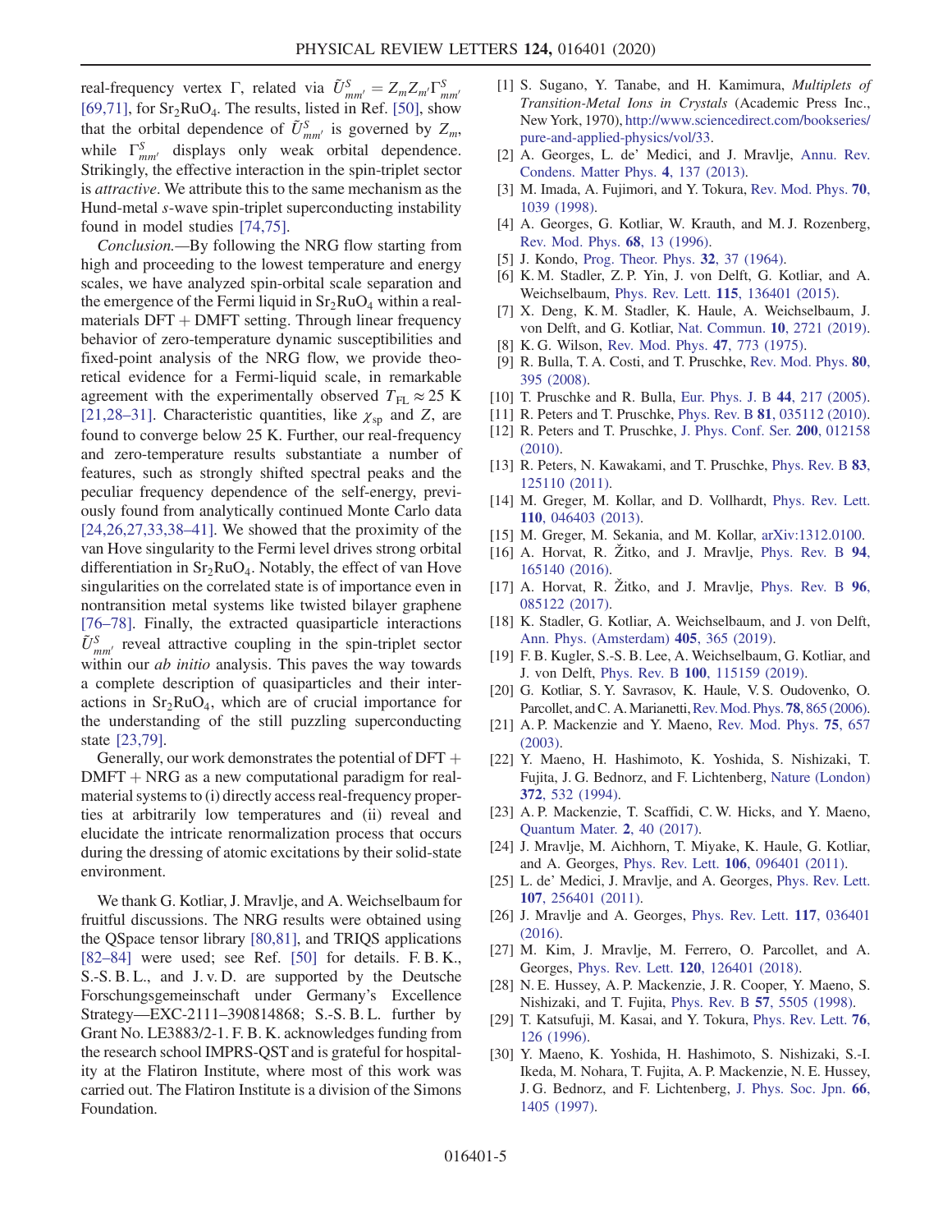real-frequency vertex $\Gamma$, related via $\tilde{U}^S_{mm'} = Z_m Z_{m'} \Gamma^S_{mm'}$ [69,71], for $Sr_2RuO_4$. The results, listed in Ref. [50], show that the orbital dependence of $\tilde{U}^S_{mm'}$ is governed by $Z_m$, while $\Gamma^S_{mm'}$ displays only weak orbital dependence. Strikingly, the effective interaction in the spin-triplet sector is *attractive*. We attribute this to the same mechanism as the Hund-metal *s*-wave spin-triplet superconducting instability found in model studies [74,75].

*Conclusion.*—By following the NRG flow starting from high and proceeding to the lowest temperature and energy scales, we have analyzed spin-orbital scale separation and the emergence of the Fermi liquid in $Sr_2RuO_4$ within a real-materials DFT + DMFT setting. Through linear frequency behavior of zero-temperature dynamic susceptibilities and fixed-point analysis of the NRG flow, we provide theoretical evidence for a Fermi-liquid scale, in remarkable agreement with the experimentally observed $T_{FL} \approx 25$ K [21,28–31]. Characteristic quantities, like $\chi_{sp}$ and $Z$, are found to converge below 25 K. Further, our real-frequency and zero-temperature results substantiate a number of features, such as strongly shifted spectral peaks and the peculiar frequency dependence of the self-energy, previously found from analytically continued Monte Carlo data [24,26,27,33,38–41]. We showed that the proximity of the van Hove singularity to the Fermi level drives strong orbital differentiation in $Sr_2RuO_4$. Notably, the effect of van Hove singularities on the correlated state is of importance even in nontransition metal systems like twisted bilayer graphene [76–78]. Finally, the extracted quasiparticle interactions $\tilde{U}^S_{mm'}$ reveal attractive coupling in the spin-triplet sector within our *ab initio* analysis. This paves the way towards a complete description of quasiparticles and their interactions in $Sr_2RuO_4$, which are of crucial importance for the understanding of the still puzzling superconducting state [23,79].

Generally, our work demonstrates the potential of DFT + DMFT + NRG as a new computational paradigm for real-material systems to (i) directly access real-frequency properties at arbitrarily low temperatures and (ii) reveal and elucidate the intricate renormalization process that occurs during the dressing of atomic excitations by their solid-state environment.

We thank G. Kotliar, J. Mravlje, and A. Weichselbaum for fruitful discussions. The NRG results were obtained using the QSpace tensor library [80,81], and TRIQS applications [82–84] were used; see Ref. [50] for details. F. B. K., S.-S. B. L., and J. v. D. are supported by the Deutsche Forschungsgemeinschaft under Germany's Excellence Strategy—EXC-2111–390814868; S.-S. B. L. further by Grant No. LE3883/2-1. F. B. K. acknowledges funding from the research school IMPRS-QST and is grateful for hospitality at the Flatiron Institute, where most of this work was carried out. The Flatiron Institute is a division of the Simons Foundation.

[1] S. Sugano, Y. Tanabe, and H. Kamimura, *Multiplets of Transition-Metal Ions in Crystals* (Academic Press Inc., New York, 1970), http://www.sciencedirect.com/bookseries/pure-and-applied-physics/vol/33.

[2] A. Georges, L. de' Medici, and J. Mravlje, Annu. Rev. Condens. Matter Phys. **4**, 137 (2013).

[3] M. Imada, A. Fujimori, and Y. Tokura, Rev. Mod. Phys. **70**, 1039 (1998).

[4] A. Georges, G. Kotliar, W. Krauth, and M. J. Rozenberg, Rev. Mod. Phys. **68**, 13 (1996).

[5] J. Kondo, Prog. Theor. Phys. **32**, 37 (1964).

[6] K. M. Stadler, Z. P. Yin, J. von Delft, G. Kotliar, and A. Weichselbaum, Phys. Rev. Lett. **115**, 136401 (2015).

[7] X. Deng, K. M. Stadler, K. Haule, A. Weichselbaum, J. von Delft, and G. Kotliar, Nat. Commun. **10**, 2721 (2019).

[8] K. G. Wilson, Rev. Mod. Phys. **47**, 773 (1975).

[9] R. Bulla, T. A. Costi, and T. Pruschke, Rev. Mod. Phys. **80**, 395 (2008).

[10] T. Pruschke and R. Bulla, Eur. Phys. J. B **44**, 217 (2005).

[11] R. Peters and T. Pruschke, Phys. Rev. B **81**, 035112 (2010).

[12] R. Peters and T. Pruschke, J. Phys. Conf. Ser. **200**, 012158 (2010).

[13] R. Peters, N. Kawakami, and T. Pruschke, Phys. Rev. B **83**, 125110 (2011).

[14] M. Greger, M. Kollar, and D. Vollhardt, Phys. Rev. Lett. **110**, 046403 (2013).

[15] M. Greger, M. Sekania, and M. Kollar, arXiv:1312.0100.

[16] A. Horvat, R. Žitko, and J. Mravlje, Phys. Rev. B **94**, 165140 (2016).

[17] A. Horvat, R. Žitko, and J. Mravlje, Phys. Rev. B **96**, 085122 (2017).

[18] K. Stadler, G. Kotliar, A. Weichselbaum, and J. von Delft, Ann. Phys. (Amsterdam) **405**, 365 (2019).

[19] F. B. Kugler, S.-S. B. Lee, A. Weichselbaum, G. Kotliar, and J. von Delft, Phys. Rev. B **100**, 115159 (2019).

[20] G. Kotliar, S. Y. Savrasov, K. Haule, V. S. Oudovenko, O. Parcollet, and C. A. Marianetti, Rev. Mod. Phys. **78**, 865 (2006).

[21] A. P. Mackenzie and Y. Maeno, Rev. Mod. Phys. **75**, 657 (2003).

[22] Y. Maeno, H. Hashimoto, K. Yoshida, S. Nishizaki, T. Fujita, J. G. Bednorz, and F. Lichtenberg, Nature (London) **372**, 532 (1994).

[23] A. P. Mackenzie, T. Scaffidi, C. W. Hicks, and Y. Maeno, Quantum Mater. **2**, 40 (2017).

[24] J. Mravlje, M. Aichhorn, T. Miyake, K. Haule, G. Kotliar, and A. Georges, Phys. Rev. Lett. **106**, 096401 (2011).

[25] L. de' Medici, J. Mravlje, and A. Georges, Phys. Rev. Lett. **107**, 256401 (2011).

[26] J. Mravlje and A. Georges, Phys. Rev. Lett. **117**, 036401 (2016).

[27] M. Kim, J. Mravlje, M. Ferrero, O. Parcollet, and A. Georges, Phys. Rev. Lett. **120**, 126401 (2018).

[28] N. E. Hussey, A. P. Mackenzie, J. R. Cooper, Y. Maeno, S. Nishizaki, and T. Fujita, Phys. Rev. B **57**, 5505 (1998).

[29] T. Katsufuji, M. Kasai, and Y. Tokura, Phys. Rev. Lett. **76**, 126 (1996).

[30] Y. Maeno, K. Yoshida, H. Hashimoto, S. Nishizaki, S.-I. Ikeda, M. Nohara, T. Fujita, A. P. Mackenzie, N. E. Hussey, J. G. Bednorz, and F. Lichtenberg, J. Phys. Soc. Jpn. **66**, 1405 (1997).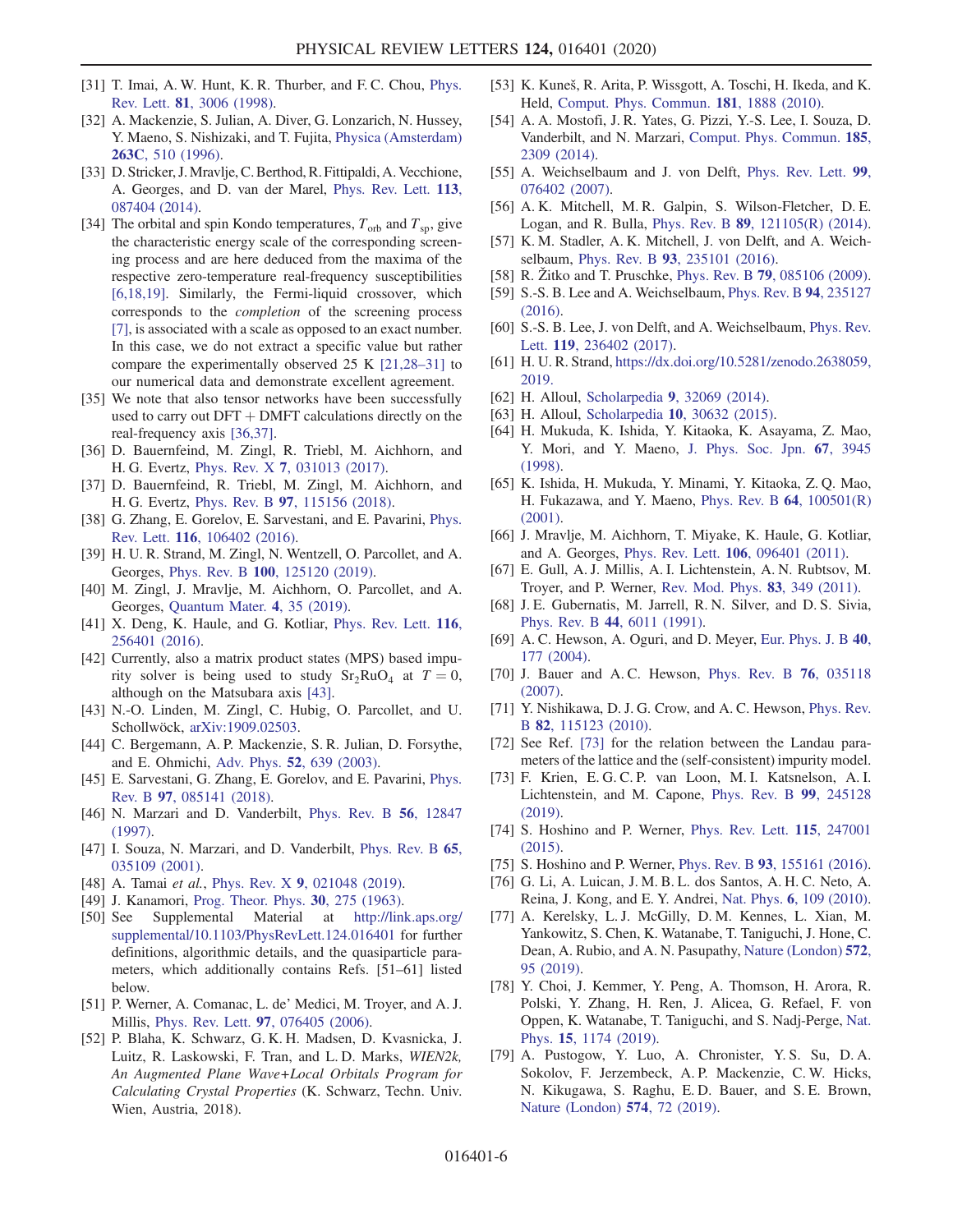[31] T. Imai, A. W. Hunt, K. R. Thurber, and F. C. Chou, Phys. Rev. Lett. **81**, 3006 (1998).

[32] A. Mackenzie, S. Julian, A. Diver, G. Lonzarich, N. Hussey, Y. Maeno, S. Nishizaki, and T. Fujita, Physica (Amsterdam) **263C**, 510 (1996).

[33] D. Stricker, J. Mravlje, C. Berthod, R. Fittipaldi, A. Vecchione, A. Georges, and D. van der Marel, Phys. Rev. Lett. **113**, 087404 (2014).

[34] The orbital and spin Kondo temperatures, $T_{\text{orb}}$ and $T_{\text{sp}}$, give the characteristic energy scale of the corresponding screening process and are here deduced from the maxima of the respective zero-temperature real-frequency susceptibilities [6,18,19]. Similarly, the Fermi-liquid crossover, which corresponds to the *completion* of the screening process [7], is associated with a scale as opposed to an exact number. In this case, we do not extract a specific value but rather compare the experimentally observed 25 K [21,28–31] to our numerical data and demonstrate excellent agreement.

[35] We note that also tensor networks have been successfully used to carry out DFT + DMFT calculations directly on the real-frequency axis [36,37].

[36] D. Bauernfeind, M. Zingl, R. Triebl, M. Aichhorn, and H. G. Evertz, Phys. Rev. X **7**, 031013 (2017).

[37] D. Bauernfeind, R. Triebl, M. Zingl, M. Aichhorn, and H. G. Evertz, Phys. Rev. B **97**, 115156 (2018).

[38] G. Zhang, E. Gorelov, E. Sarvestani, and E. Pavarini, Phys. Rev. Lett. **116**, 106402 (2016).

[39] H. U. R. Strand, M. Zingl, N. Wentzell, O. Parcollet, and A. Georges, Phys. Rev. B **100**, 125120 (2019).

[40] M. Zingl, J. Mravlje, M. Aichhorn, O. Parcollet, and A. Georges, Quantum Mater. **4**, 35 (2019).

[41] X. Deng, K. Haule, and G. Kotliar, Phys. Rev. Lett. **116**, 256401 (2016).

[42] Currently, also a matrix product states (MPS) based impurity solver is being used to study $Sr_2RuO_4$ at $T = 0$, although on the Matsubara axis [43].

[43] N.-O. Linden, M. Zingl, C. Hubig, O. Parcollet, and U. Schollwöck, arXiv:1909.02503.

[44] C. Bergemann, A. P. Mackenzie, S. R. Julian, D. Forsythe, and E. Ohmichi, Adv. Phys. **52**, 639 (2003).

[45] E. Sarvestani, G. Zhang, E. Gorelov, and E. Pavarini, Phys. Rev. B **97**, 085141 (2018).

[46] N. Marzari and D. Vanderbilt, Phys. Rev. B **56**, 12847 (1997).

[47] I. Souza, N. Marzari, and D. Vanderbilt, Phys. Rev. B **65**, 035109 (2001).

[48] A. Tamai *et al.*, Phys. Rev. X **9**, 021048 (2019).

[49] J. Kanamori, Prog. Theor. Phys. **30**, 275 (1963).

[50] See Supplemental Material at http://link.aps.org/supplemental/10.1103/PhysRevLett.124.016401 for further definitions, algorithmic details, and the quasiparticle parameters, which additionally contains Refs. [51–61] listed below.

[51] P. Werner, A. Comanac, L. de' Medici, M. Troyer, and A. J. Millis, Phys. Rev. Lett. **97**, 076405 (2006).

[52] P. Blaha, K. Schwarz, G. K. H. Madsen, D. Kvasnicka, J. Luitz, R. Laskowski, F. Tran, and L. D. Marks, *WIEN2k, An Augmented Plane Wave+Local Orbitals Program for Calculating Crystal Properties* (K. Schwarz, Techn. Univ. Wien, Austria, 2018).

[53] K. Kuneš, R. Arita, P. Wissgott, A. Toschi, H. Ikeda, and K. Held, Comput. Phys. Commun. **181**, 1888 (2010).

[54] A. A. Mostofi, J. R. Yates, G. Pizzi, Y.-S. Lee, I. Souza, D. Vanderbilt, and N. Marzari, Comput. Phys. Commun. **185**, 2309 (2014).

[55] A. Weichselbaum and J. von Delft, Phys. Rev. Lett. **99**, 076402 (2007).

[56] A. K. Mitchell, M. R. Galpin, S. Wilson-Fletcher, D. E. Logan, and R. Bulla, Phys. Rev. B **89**, 121105(R) (2014).

[57] K. M. Stadler, A. K. Mitchell, J. von Delft, and A. Weichselbaum, Phys. Rev. B **93**, 235101 (2016).

[58] R. Žitko and T. Pruschke, Phys. Rev. B **79**, 085106 (2009).

[59] S.-S. B. Lee and A. Weichselbaum, Phys. Rev. B **94**, 235127 (2016).

[60] S.-S. B. Lee, J. von Delft, and A. Weichselbaum, Phys. Rev. Lett. **119**, 236402 (2017).

[61] H. U. R. Strand, https://dx.doi.org/10.5281/zenodo.2638059, 2019.

[62] H. Alloul, Scholarpedia **9**, 32069 (2014).

[63] H. Alloul, Scholarpedia **10**, 30632 (2015).

[64] H. Mukuda, K. Ishida, Y. Kitaoka, K. Asayama, Z. Mao, Y. Mori, and Y. Maeno, J. Phys. Soc. Jpn. **67**, 3945 (1998).

[65] K. Ishida, H. Mukuda, Y. Minami, Y. Kitaoka, Z. Q. Mao, H. Fukazawa, and Y. Maeno, Phys. Rev. B **64**, 100501(R) (2001).

[66] J. Mravlje, M. Aichhorn, T. Miyake, K. Haule, G. Kotliar, and A. Georges, Phys. Rev. Lett. **106**, 096401 (2011).

[67] E. Gull, A. J. Millis, A. I. Lichtenstein, A. N. Rubtsov, M. Troyer, and P. Werner, Rev. Mod. Phys. **83**, 349 (2011).

[68] J. E. Gubernatis, M. Jarrell, R. N. Silver, and D. S. Sivia, Phys. Rev. B **44**, 6011 (1991).

[69] A. C. Hewson, A. Oguri, and D. Meyer, Eur. Phys. J. B **40**, 177 (2004).

[70] J. Bauer and A. C. Hewson, Phys. Rev. B **76**, 035118 (2007).

[71] Y. Nishikawa, D. J. G. Crow, and A. C. Hewson, Phys. Rev. B **82**, 115123 (2010).

[72] See Ref. [73] for the relation between the Landau parameters of the lattice and the (self-consistent) impurity model.

[73] F. Krien, E. G. C. P. van Loon, M. I. Katsnelson, A. I. Lichtenstein, and M. Capone, Phys. Rev. B **99**, 245128 (2019).

[74] S. Hoshino and P. Werner, Phys. Rev. Lett. **115**, 247001 (2015).

[75] S. Hoshino and P. Werner, Phys. Rev. B **93**, 155161 (2016).

[76] G. Li, A. Luican, J. M. B. L. dos Santos, A. H. C. Neto, A. Reina, J. Kong, and E. Y. Andrei, Nat. Phys. **6**, 109 (2010).

[77] A. Kerelsky, L. J. McGilly, D. M. Kennes, L. Xian, M. Yankowitz, S. Chen, K. Watanabe, T. Taniguchi, J. Hone, C. Dean, A. Rubio, and A. N. Pasupathy, Nature (London) **572**, 95 (2019).

[78] Y. Choi, J. Kemmer, Y. Peng, A. Thomson, H. Arora, R. Polski, Y. Zhang, H. Ren, J. Alicea, G. Refael, F. von Oppen, K. Watanabe, T. Taniguchi, and S. Nadj-Perge, Nat. Phys. **15**, 1174 (2019).

[79] A. Pustogow, Y. Luo, A. Chronister, Y. S. Su, D. A. Sokolov, F. Jerzembeck, A. P. Mackenzie, C. W. Hicks, N. Kikugawa, S. Raghu, E. D. Bauer, and S. E. Brown, Nature (London) **574**, 72 (2019).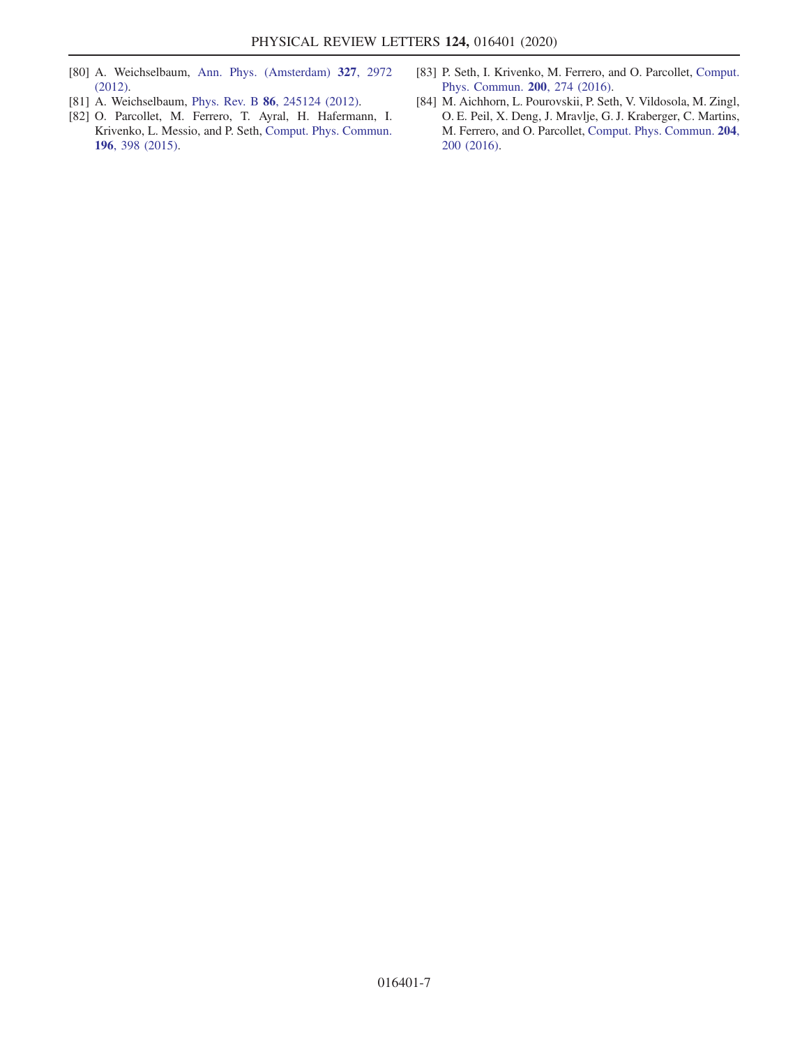[80] A. Weichselbaum, Ann. Phys. (Amsterdam) **327**, 2972 (2012).

[81] A. Weichselbaum, Phys. Rev. B **86**, 245124 (2012).

[82] O. Parcollet, M. Ferrero, T. Ayral, H. Hafermann, I. Krivenko, L. Messio, and P. Seth, Comput. Phys. Commun. **196**, 398 (2015).

[83] P. Seth, I. Krivenko, M. Ferrero, and O. Parcollet, Comput. Phys. Commun. **200**, 274 (2016).

[84] M. Aichhorn, L. Pourovskii, P. Seth, V. Vildosola, M. Zingl, O. E. Peil, X. Deng, J. Mravlje, G. J. Kraberger, C. Martins, M. Ferrero, and O. Parcollet, Comput. Phys. Commun. **204**, 200 (2016).